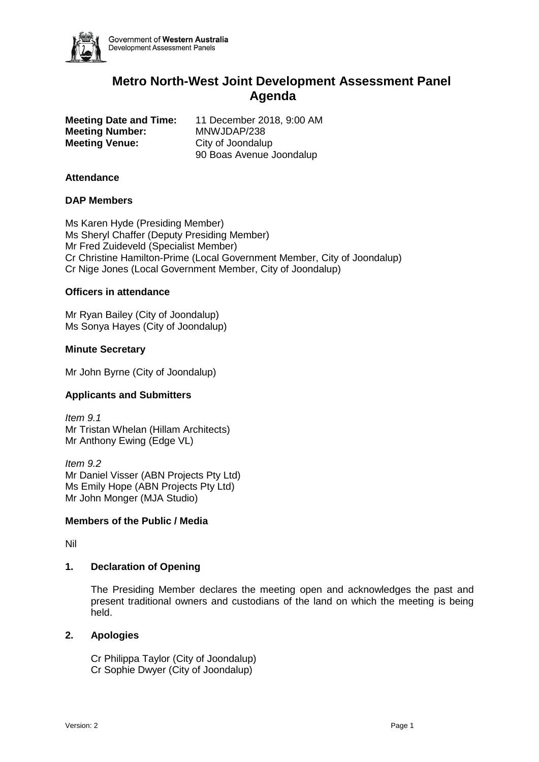Government of **Western Australia**
Development Assessment Panels

# Metro North-West Joint Development Assessment Panel Agenda

**Meeting Date and Time:** 11 December 2018, 9:00 AM
**Meeting Number:** MNWJDAP/238
**Meeting Venue:** City of Joondalup
90 Boas Avenue Joondalup

### Attendance

### DAP Members

Ms Karen Hyde (Presiding Member)
Ms Sheryl Chaffer (Deputy Presiding Member)
Mr Fred Zuideveld (Specialist Member)
Cr Christine Hamilton-Prime (Local Government Member, City of Joondalup)
Cr Nige Jones (Local Government Member, City of Joondalup)

### Officers in attendance

Mr Ryan Bailey (City of Joondalup)
Ms Sonya Hayes (City of Joondalup)

### Minute Secretary

Mr John Byrne (City of Joondalup)

### Applicants and Submitters

*Item 9.1*
Mr Tristan Whelan (Hillam Architects)
Mr Anthony Ewing (Edge VL)

*Item 9.2*
Mr Daniel Visser (ABN Projects Pty Ltd)
Ms Emily Hope (ABN Projects Pty Ltd)
Mr John Monger (MJA Studio)

### Members of the Public / Media

Nil

### 1. Declaration of Opening

The Presiding Member declares the meeting open and acknowledges the past and present traditional owners and custodians of the land on which the meeting is being held.

### 2. Apologies

Cr Philippa Taylor (City of Joondalup)
Cr Sophie Dwyer (City of Joondalup)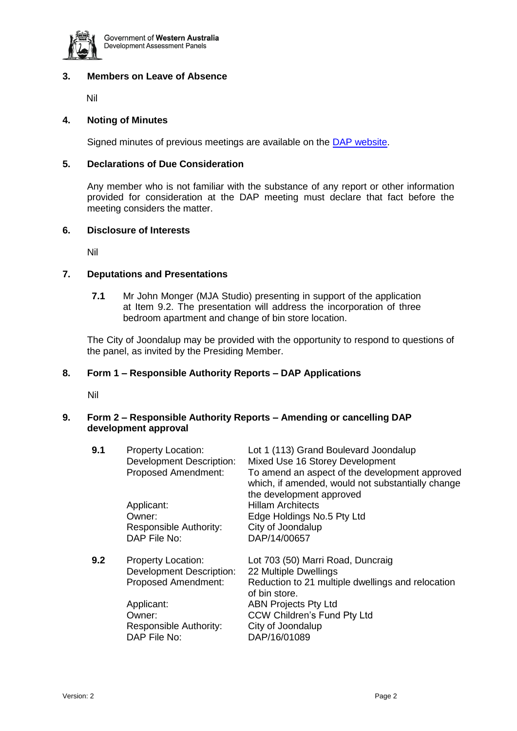### 3. Members on Leave of Absence

Nil

### 4. Noting of Minutes

Signed minutes of previous meetings are available on the [DAP website](#).

### 5. Declarations of Due Consideration

Any member who is not familiar with the substance of any report or other information provided for consideration at the DAP meeting must declare that fact before the meeting considers the matter.

### 6. Disclosure of Interests

Nil

### 7. Deputations and Presentations

**7.1** Mr John Monger (MJA Studio) presenting in support of the application at Item 9.2. The presentation will address the incorporation of three bedroom apartment and change of bin store location.

The City of Joondalup may be provided with the opportunity to respond to questions of the panel, as invited by the Presiding Member.

### 8. Form 1 – Responsible Authority Reports – DAP Applications

Nil

### 9. Form 2 – Responsible Authority Reports – Amending or cancelling DAP development approval

**9.1**

| | |
|---|---|
| Property Location: | Lot 1 (113) Grand Boulevard Joondalup |
| Development Description: | Mixed Use 16 Storey Development |
| Proposed Amendment: | To amend an aspect of the development approved which, if amended, would not substantially change the development approved |
| Applicant: | Hillam Architects |
| Owner: | Edge Holdings No.5 Pty Ltd |
| Responsible Authority: | City of Joondalup |
| DAP File No: | DAP/14/00657 |

**9.2**

| | |
|---|---|
| Property Location: | Lot 703 (50) Marri Road, Duncraig |
| Development Description: | 22 Multiple Dwellings |
| Proposed Amendment: | Reduction to 21 multiple dwellings and relocation of bin store. |
| Applicant: | ABN Projects Pty Ltd |
| Owner: | CCW Children's Fund Pty Ltd |
| Responsible Authority: | City of Joondalup |
| DAP File No: | DAP/16/01089 |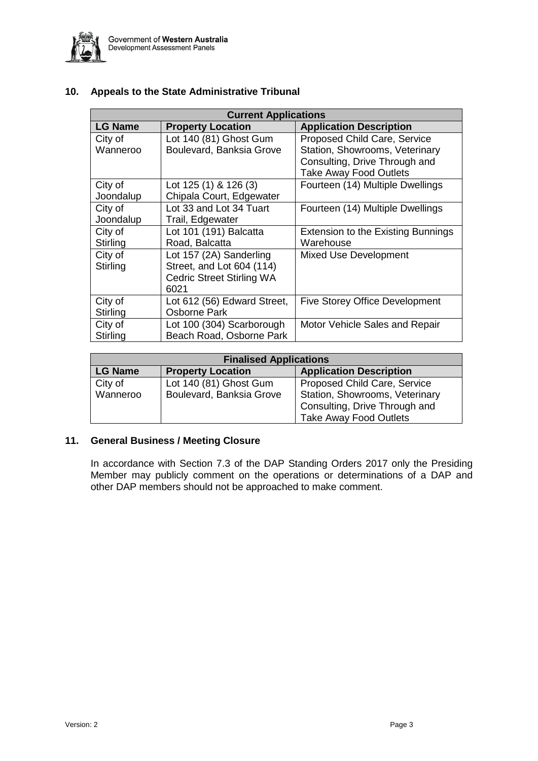## 10. Appeals to the State Administrative Tribunal

| Current Applications | | |
|---|---|---|
| **LG Name** | **Property Location** | **Application Description** |
| City of Wanneroo | Lot 140 (81) Ghost Gum Boulevard, Banksia Grove | Proposed Child Care, Service Station, Showrooms, Veterinary Consulting, Drive Through and Take Away Food Outlets |
| City of Joondalup | Lot 125 (1) & 126 (3) Chipala Court, Edgewater | Fourteen (14) Multiple Dwellings |
| City of Joondalup | Lot 33 and Lot 34 Tuart Trail, Edgewater | Fourteen (14) Multiple Dwellings |
| City of Stirling | Lot 101 (191) Balcatta Road, Balcatta | Extension to the Existing Bunnings Warehouse |
| City of Stirling | Lot 157 (2A) Sanderling Street, and Lot 604 (114) Cedric Street Stirling WA 6021 | Mixed Use Development |
| City of Stirling | Lot 612 (56) Edward Street, Osborne Park | Five Storey Office Development |
| City of Stirling | Lot 100 (304) Scarborough Beach Road, Osborne Park | Motor Vehicle Sales and Repair |

| Finalised Applications | | |
|---|---|---|
| **LG Name** | **Property Location** | **Application Description** |
| City of Wanneroo | Lot 140 (81) Ghost Gum Boulevard, Banksia Grove | Proposed Child Care, Service Station, Showrooms, Veterinary Consulting, Drive Through and Take Away Food Outlets |

## 11. General Business / Meeting Closure

In accordance with Section 7.3 of the DAP Standing Orders 2017 only the Presiding Member may publicly comment on the operations or determinations of a DAP and other DAP members should not be approached to make comment.